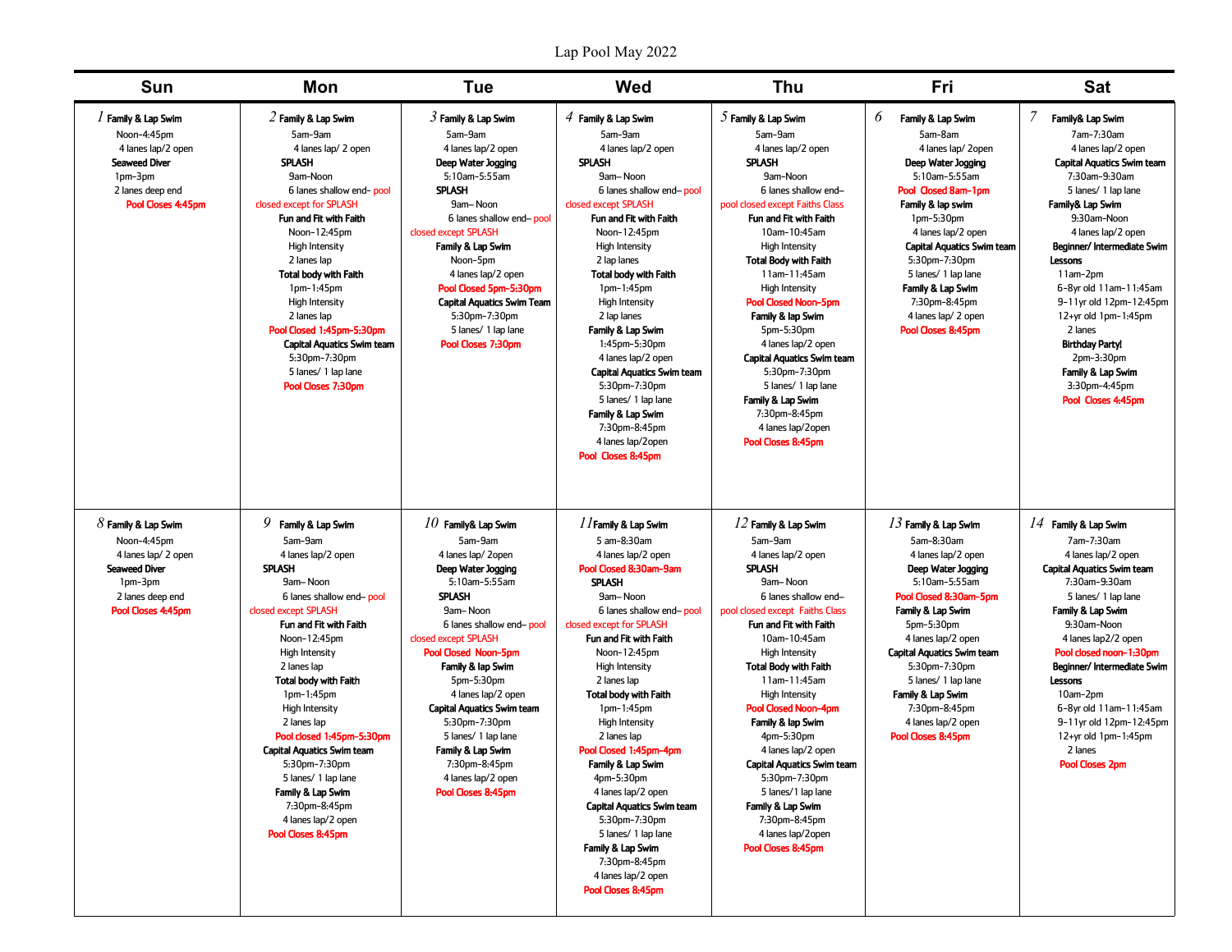# Lap Pool May 2022

| Sun | Mon | Tue | Wed | Thu | Fri | Sat |
|---|---|---|---|---|---|---|
| *1* **Family & Lap Swim**<br>Noon-4:45pm<br>4 lanes lap/2 open<br>**Seaweed Diver**<br>1pm-3pm<br>2 lanes deep end<br>**Pool Closes 4:45pm** | *2* **Family & Lap Swim**<br>5am-9am<br>4 lanes lap/ 2 open<br>**SPLASH**<br>9am-Noon<br>6 lanes shallow end- pool closed except for SPLASH<br>**Fun and Fit with Faith**<br>Noon-12:45pm<br>High Intensity<br>2 lanes lap<br>**Total body with Faith**<br>1pm-1:45pm<br>High Intensity<br>2 lanes lap<br>**Pool Closed 1:45pm-5:30pm**<br>**Capital Aquatics Swim team**<br>5:30pm-7:30pm<br>5 lanes/ 1 lap lane<br>**Pool Closes 7:30pm** | *3* **Family & Lap Swim**<br>5am-9am<br>4 lanes lap/2 open<br>**Deep Water Jogging**<br>5:10am-5:55am<br>**SPLASH**<br>9am– Noon<br>6 lanes shallow end– pool closed except SPLASH<br>**Family & Lap Swim**<br>Noon-5pm<br>4 lanes lap/2 open<br>**Pool Closed 5pm-5:30pm**<br>**Capital Aquatics Swim Team**<br>5:30pm-7:30pm<br>5 lanes/ 1 lap lane<br>**Pool Closes 7:30pm** | *4* **Family & Lap Swim**<br>5am-9am<br>4 lanes lap/2 open<br>**SPLASH**<br>9am– Noon<br>6 lanes shallow end– pool closed except SPLASH<br>**Fun and Fit with Faith**<br>Noon-12:45pm<br>High Intensity<br>2 lap lanes<br>**Total body with Faith**<br>1pm-1:45pm<br>High Intensity<br>2 lap lanes<br>**Family & Lap Swim**<br>1:45pm-5:30pm<br>4 lanes lap/2 open<br>**Capital Aquatics Swim team**<br>5:30pm-7:30pm<br>5 lanes/ 1 lap lane<br>**Family & Lap Swim**<br>7:30pm-8:45pm<br>4 lanes lap/2open<br>**Pool Closes 8:45pm** | *5* **Family & Lap Swim**<br>5am-9am<br>4 lanes lap/2 open<br>**SPLASH**<br>9am-Noon<br>6 lanes shallow end– pool closed except Faiths Class<br>**Fun and Fit with Faith**<br>10am-10:45am<br>High Intensity<br>**Total Body with Faith**<br>11am-11:45am<br>High Intensity<br>**Pool Closed Noon-5pm**<br>**Family & lap Swim**<br>5pm-5:30pm<br>4 lanes lap/2 open<br>**Capital Aquatics Swim team**<br>5:30pm-7:30pm<br>5 lanes/ 1 lap lane<br>**Family & Lap Swim**<br>7:30pm-8:45pm<br>4 lanes lap/2open<br>**Pool Closes 8:45pm** | *6* **Family & Lap Swim**<br>5am-8am<br>4 lanes lap/ 2open<br>**Deep Water Jogging**<br>5:10am-5:55am<br>**Pool Closed 8am-1pm**<br>**Family & lap swim**<br>1pm-5:30pm<br>4 lanes lap/2 open<br>**Capital Aquatics Swim team**<br>5:30pm-7:30pm<br>5 lanes/ 1 lap lane<br>**Family & Lap Swim**<br>7:30pm-8:45pm<br>4 lanes lap/ 2 open<br>**Pool Closes 8:45pm** | *7* **Family& Lap Swim**<br>7am-7:30am<br>4 lanes lap/2 open<br>**Capital Aquatics Swim team**<br>7:30am-9:30am<br>5 lanes/ 1 lap lane<br>**Family& Lap Swim**<br>9:30am-Noon<br>4 lanes lap/2 open<br>**Beginner/ Intermediate Swim Lessons**<br>11am-2pm<br>6-8yr old 11am-11:45am<br>9-11yr old 12pm-12:45pm<br>12+yr old 1pm-1:45pm<br>2 lanes<br>**Birthday Party!**<br>2pm-3:30pm<br>**Family & Lap Swim**<br>3:30pm-4:45pm<br>**Pool Closes 4:45pm** |
| *8* **Family & Lap Swim**<br>Noon-4:45pm<br>4 lanes lap/ 2 open<br>**Seaweed Diver**<br>1pm-3pm<br>2 lanes deep end<br>**Pool Closes 4:45pm** | *9* **Family & Lap Swim**<br>5am-9am<br>4 lanes lap/2 open<br>**SPLASH**<br>9am– Noon<br>6 lanes shallow end– pool closed except SPLASH<br>**Fun and Fit with Faith**<br>Noon-12:45pm<br>High Intensity<br>2 lanes lap<br>**Total body with Faith**<br>1pm-1:45pm<br>High Intensity<br>2 lanes lap<br>**Pool closed 1:45pm-5:30pm**<br>**Capital Aquatics Swim team**<br>5:30pm-7:30pm<br>5 lanes/ 1 lap lane<br>**Family & Lap Swim**<br>7:30pm-8:45pm<br>4 lanes lap/2 open<br>**Pool Closes 8:45pm** | *10* **Family& Lap Swim**<br>5am-9am<br>4 lanes lap/ 2open<br>**Deep Water Jogging**<br>5:10am-5:55am<br>**SPLASH**<br>9am– Noon<br>6 lanes shallow end– pool closed except SPLASH<br>**Pool Closed Noon-5pm**<br>**Family & lap Swim**<br>5pm-5:30pm<br>4 lanes lap/2 open<br>**Capital Aquatics Swim team**<br>5:30pm-7:30pm<br>5 lanes/ 1 lap lane<br>**Family & Lap Swim**<br>7:30pm-8:45pm<br>4 lanes lap/2 open<br>**Pool Closes 8:45pm** | *11* **Family & Lap Swim**<br>5 am-8:30am<br>4 lanes lap/2 open<br>**Pool Closed 8:30am-9am**<br>**SPLASH**<br>9am– Noon<br>6 lanes shallow end– pool closed except for SPLASH<br>**Fun and Fit with Faith**<br>Noon-12:45pm<br>High Intensity<br>2 lanes lap<br>**Total body with Faith**<br>1pm-1:45pm<br>High Intensity<br>2 lanes lap<br>**Pool Closed 1:45pm-4pm**<br>**Family & Lap Swim**<br>4pm-5:30pm<br>4 lanes lap/2 open<br>**Capital Aquatics Swim team**<br>5:30pm-7:30pm<br>5 lanes/ 1 lap lane<br>**Family & Lap Swim**<br>7:30pm-8:45pm<br>4 lanes lap/2 open<br>**Pool Closes 8:45pm** | *12* **Family & Lap Swim**<br>5am-9am<br>4 lanes lap/2 open<br>**SPLASH**<br>9am– Noon<br>6 lanes shallow end– pool closed except Faiths Class<br>**Fun and Fit with Faith**<br>10am-10:45am<br>High Intensity<br>**Total Body with Faith**<br>11am-11:45am<br>High Intensity<br>**Pool Closed Noon-4pm**<br>**Family & lap Swim**<br>4pm-5:30pm<br>4 lanes lap/2 open<br>**Capital Aquatics Swim team**<br>5:30pm-7:30pm<br>5 lanes/1 lap lane<br>**Family & Lap Swim**<br>7:30pm-8:45pm<br>4 lanes lap/2open<br>**Pool Closes 8:45pm** | *13* **Family & Lap Swim**<br>5am-8:30am<br>4 lanes lap/2 open<br>**Deep Water Jogging**<br>5:10am-5:55am<br>**Pool Closed 8:30am-5pm**<br>**Family & Lap Swim**<br>5pm-5:30pm<br>4 lanes lap/2 open<br>**Capital Aquatics Swim team**<br>5:30pm-7:30pm<br>5 lanes/ 1 lap lane<br>**Family & Lap Swim**<br>7:30pm-8:45pm<br>4 lanes lap/2 open<br>**Pool Closes 8:45pm** | *14* **Family & Lap Swim**<br>7am-7:30am<br>4 lanes lap/2 open<br>**Capital Aquatics Swim team**<br>7:30am-9:30am<br>5 lanes/ 1 lap lane<br>**Family & Lap Swim**<br>9:30am-Noon<br>4 lanes lap2/2 open<br>**Pool closed noon-1:30pm**<br>**Beginner/ Intermediate Swim Lessons**<br>10am-2pm<br>6-8yr old 11am-11:45am<br>9-11yr old 12pm-12:45pm<br>12+yr old 1pm-1:45pm<br>2 lanes<br>**Pool Closes 2pm** |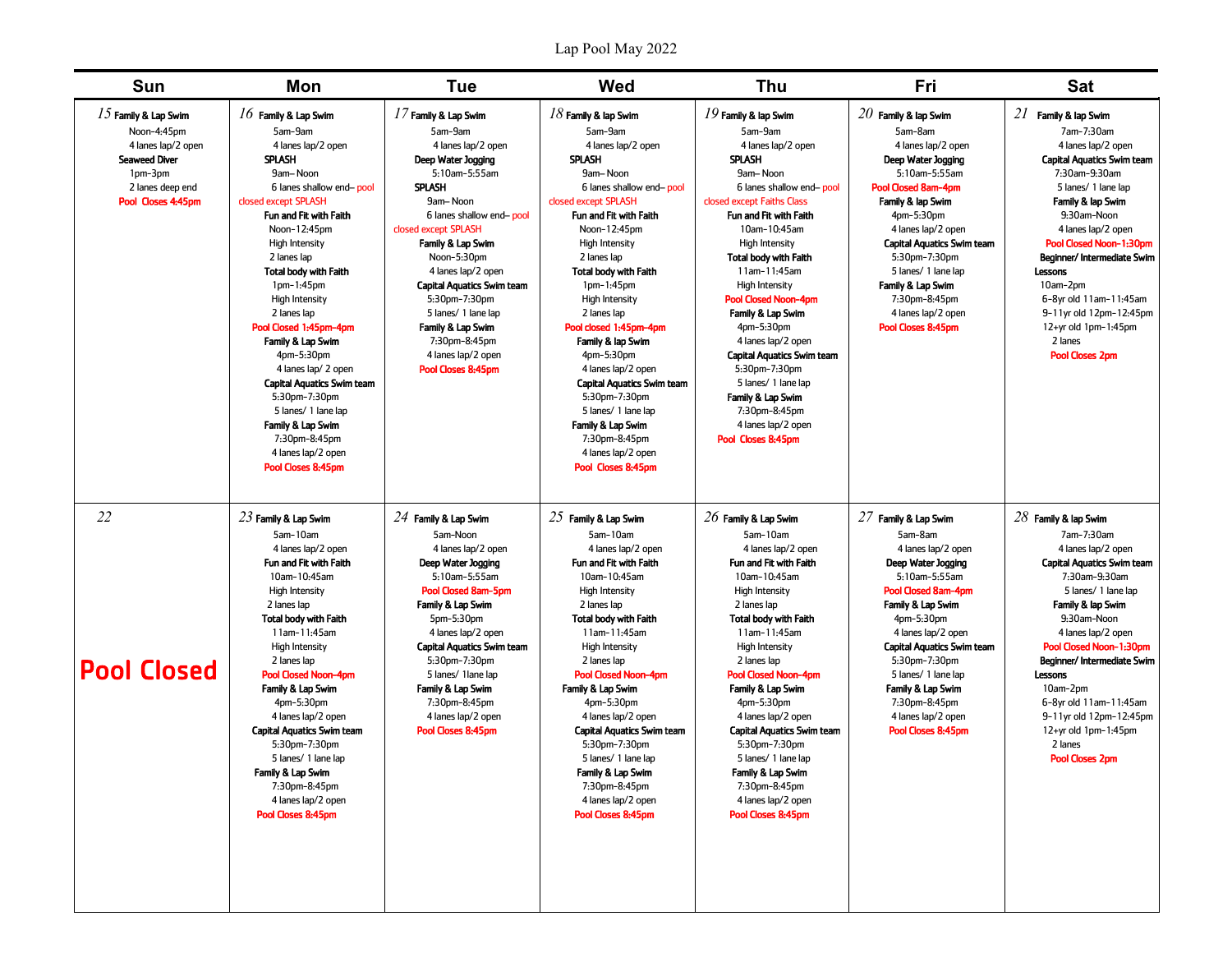# Lap Pool May 2022

| Sun | Mon | Tue | Wed | Thu | Fri | Sat |
|---|---|---|---|---|---|---|
| 15 **Family & Lap Swim** Noon–4:45pm 4 lanes lap/2 open **Seaweed Diver** 1pm–3pm 2 lanes deep end **Pool Closes 4:45pm** | 16 **Family & Lap Swim** 5am–9am 4 lanes lap/2 open **SPLASH** 9am– Noon 6 lanes shallow end– pool closed except SPLASH **Fun and Fit with Faith** Noon–12:45pm High Intensity 2 lanes lap **Total body with Faith** 1pm–1:45pm High Intensity 2 lanes lap **Pool Closed 1:45pm–4pm** **Family & Lap Swim** 4pm–5:30pm 4 lanes lap/ 2 open **Capital Aquatics Swim team** 5:30pm–7:30pm 5 lanes/ 1 lane lap **Family & Lap Swim** 7:30pm–8:45pm 4 lanes lap/2 open **Pool Closes 8:45pm** | 17 **Family & Lap Swim** 5am–9am 4 lanes lap/2 open **Deep Water Jogging** 5:10am–5:55am **SPLASH** 9am– Noon 6 lanes shallow end– pool closed except SPLASH **Family & Lap Swim** Noon–5:30pm 4 lanes lap/2 open **Capital Aquatics Swim team** 5:30pm–7:30pm 5 lanes/ 1 lane lap **Family & Lap Swim** 7:30pm–8:45pm 4 lanes lap/2 open **Pool Closes 8:45pm** | 18 **Family & lap Swim** 5am–9am 4 lanes lap/2 open **SPLASH** 9am– Noon 6 lanes shallow end– pool closed except SPLASH **Fun and Fit with Faith** Noon–12:45pm High Intensity 2 lanes lap **Total body with Faith** 1pm–1:45pm High Intensity 2 lanes lap **Pool closed 1:45pm–4pm** **Family & lap Swim** 4pm–5:30pm 4 lanes lap/2 open **Capital Aquatics Swim team** 5:30pm–7:30pm 5 lanes/ 1 lane lap **Family & Lap Swim** 7:30pm–8:45pm 4 lanes lap/2 open **Pool Closes 8:45pm** | 19 **Family & lap Swim** 5am–9am 4 lanes lap/2 open **SPLASH** 9am– Noon 6 lanes shallow end– pool closed except Faiths Class **Fun and Fit with Faith** 10am–10:45am High Intensity **Total body with Faith** 11am–11:45am High Intensity **Pool Closed Noon–4pm** **Family & Lap Swim** 4pm–5:30pm 4 lanes lap/2 open **Capital Aquatics Swim team** 5:30pm–7:30pm 5 lanes/ 1 lane lap **Family & Lap Swim** 7:30pm–8:45pm 4 lanes lap/2 open **Pool Closes 8:45pm** | 20 **Family & lap Swim** 5am–8am 4 lanes lap/2 open **Deep Water Jogging** 5:10am–5:55am **Pool Closed 8am–4pm** **Family & lap Swim** 4pm–5:30pm 4 lanes lap/2 open **Capital Aquatics Swim team** 5:30pm–7:30pm 5 lanes/ 1 lane lap **Family & Lap Swim** 7:30pm–8:45pm 4 lanes lap/2 open **Pool Closes 8:45pm** | 21 **Family & lap Swim** 7am–7:30am 4 lanes lap/2 open **Capital Aquatics Swim team** 7:30am–9:30am 5 lanes/ 1 lane lap **Family & lap Swim** 9:30am–Noon 4 lanes lap/2 open **Pool Closed Noon–1:30pm** **Beginner/ Intermediate Swim Lessons** 10am–2pm 6–8yr old 11am–11:45am 9–11yr old 12pm–12:45pm 12+yr old 1pm–1:45pm 2 lanes **Pool Closes 2pm** |
| 22 **Pool Closed** | 23 **Family & Lap Swim** 5am–10am 4 lanes lap/2 open **Fun and Fit with Faith** 10am–10:45am High Intensity 2 lanes lap **Total body with Faith** 11am–11:45am High Intensity 2 lanes lap **Pool Closed Noon–4pm** **Family & Lap Swim** 4pm–5:30pm 4 lanes lap/2 open **Capital Aquatics Swim team** 5:30pm–7:30pm 5 lanes/ 1 lane lap **Family & Lap Swim** 7:30pm–8:45pm 4 lanes lap/2 open **Pool Closes 8:45pm** | 24 **Family & Lap Swim** 5am–Noon 4 lanes lap/2 open **Deep Water Jogging** 5:10am–5:55am **Pool Closed 8am–5pm** **Family & Lap Swim** 5pm–5:30pm 4 lanes lap/2 open **Capital Aquatics Swim team** 5:30pm–7:30pm 5 lanes/ 1lane lap **Family & Lap Swim** 7:30pm–8:45pm 4 lanes lap/2 open **Pool Closes 8:45pm** | 25 **Family & Lap Swim** 5am–10am 4 lanes lap/2 open **Fun and Fit with Faith** 10am–10:45am High Intensity 2 lanes lap **Total body with Faith** 11am–11:45am High Intensity 2 lanes lap **Pool Closed Noon–4pm** **Family & Lap Swim** 4pm–5:30pm 4 lanes lap/2 open **Capital Aquatics Swim team** 5:30pm–7:30pm 5 lanes/ 1 lane lap **Family & Lap Swim** 7:30pm–8:45pm 4 lanes lap/2 open **Pool Closes 8:45pm** | 26 **Family & Lap Swim** 5am–10am 4 lanes lap/2 open **Fun and Fit with Faith** 10am–10:45am High Intensity 2 lanes lap **Total body with Faith** 11am–11:45am High Intensity 2 lanes lap **Pool Closed Noon–4pm** **Family & Lap Swim** 4pm–5:30pm 4 lanes lap/2 open **Capital Aquatics Swim team** 5:30pm–7:30pm 5 lanes/ 1 lane lap **Family & Lap Swim** 7:30pm–8:45pm 4 lanes lap/2 open **Pool Closes 8:45pm** | 27 **Family & Lap Swim** 5am–8am 4 lanes lap/2 open **Deep Water Jogging** 5:10am–5:55am **Pool Closed 8am–4pm** **Family & Lap Swim** 4pm–5:30pm 4 lanes lap/2 open **Capital Aquatics Swim team** 5:30pm–7:30pm 5 lanes/ 1 lane lap **Family & Lap Swim** 7:30pm–8:45pm 4 lanes lap/2 open **Pool Closes 8:45pm** | 28 **Family & lap Swim** 7am–7:30am 4 lanes lap/2 open **Capital Aquatics Swim team** 7:30am–9:30am 5 lanes/ 1 lane lap **Family & lap Swim** 9:30am–Noon 4 lanes lap/2 open **Pool Closed Noon–1:30pm** **Beginner/ Intermediate Swim Lessons** 10am–2pm 6–8yr old 11am–11:45am 9–11yr old 12pm–12:45pm 12+yr old 1pm–1:45pm 2 lanes **Pool Closes 2pm** |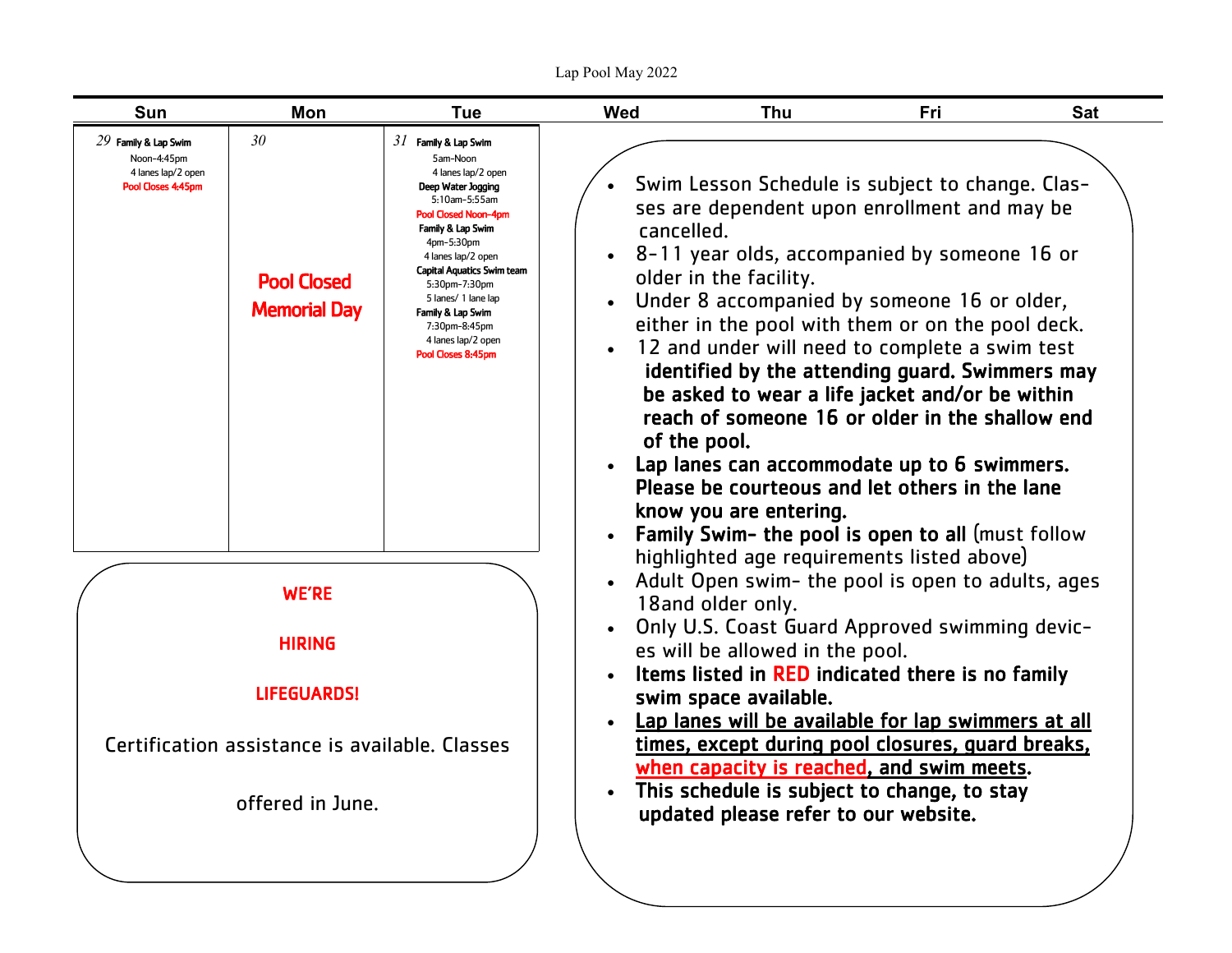Lap Pool May 2022

| Sun | Mon | Tue | Wed | Thu | Fri | Sat |
|---|---|---|---|---|---|---|
| 29 **Family & Lap Swim** Noon-4:45pm 4 lanes lap/2 open **Pool Closes 4:45pm** | 30 **Pool Closed Memorial Day** | 31 **Family & Lap Swim** 5am-Noon 4 lanes lap/2 open **Deep Water Jogging** 5:10am-5:55am **Pool Closed Noon-4pm** **Family & Lap Swim** 4pm-5:30pm 4 lanes lap/2 open **Capital Aquatics Swim team** 5:30pm-7:30pm 5 lanes/ 1 lane lap **Family & Lap Swim** 7:30pm-8:45pm 4 lanes lap/2 open **Pool Closes 8:45pm** | | | | |

**WE'RE**

**HIRING**

**LIFEGUARDS!**

Certification assistance is available. Classes offered in June.

- Swim Lesson Schedule is subject to change. Classes are dependent upon enrollment and may be cancelled.
- 8-11 year olds, accompanied by someone 16 or older in the facility.
- Under 8 accompanied by someone 16 or older, either in the pool with them or on the pool deck.
- 12 and under will need to complete a swim test **identified by the attending guard. Swimmers may be asked to wear a life jacket and/or be within reach of someone 16 or older in the shallow end of the pool.**
- **Lap lanes can accommodate up to 6 swimmers. Please be courteous and let others in the lane know you are entering.**
- **Family Swim- the pool is open to all** (must follow highlighted age requirements listed above)
- Adult Open swim- the pool is open to adults, ages 18and older only.
- Only U.S. Coast Guard Approved swimming devices will be allowed in the pool.
- **Items listed in RED indicated there is no family swim space available.**
- **Lap lanes will be available for lap swimmers at all times, except during pool closures, guard breaks, when capacity is reached, and swim meets.**
- **This schedule is subject to change, to stay updated please refer to our website.**